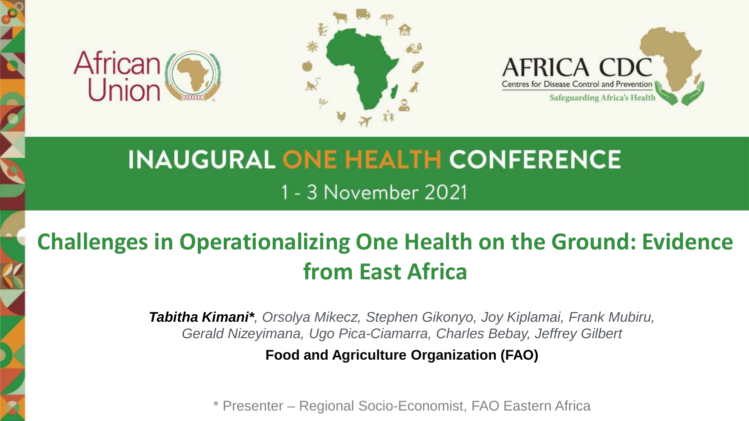African Union

AFRICA CDC
Centres for Disease Control and Prevention
Safeguarding Africa's Health

**INAUGURAL ONE HEALTH CONFERENCE**

1 - 3 November 2021

# Challenges in Operationalizing One Health on the Ground: Evidence from East Africa

***Tabitha Kimani****, *Orsolya Mikecz, Stephen Gikonyo, Joy Kiplamai, Frank Mubiru, Gerald Nizeyimana, Ugo Pica-Ciamarra, Charles Bebay, Jeffrey Gilbert*

**Food and Agriculture Organization (FAO)**

* Presenter – Regional Socio-Economist, FAO Eastern Africa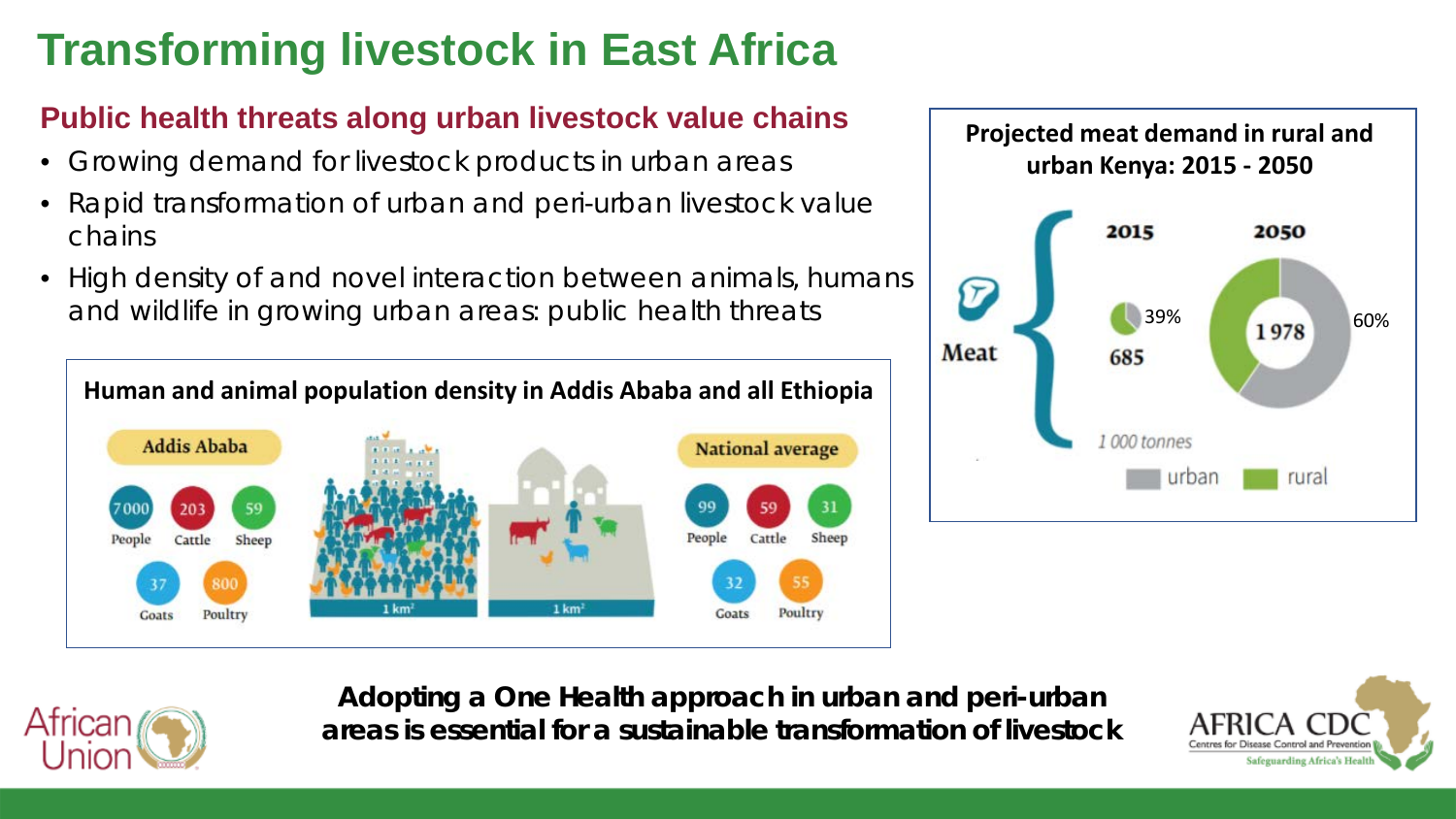# Transforming livestock in East Africa

## Public health threats along urban livestock value chains

- Growing demand for livestock products in urban areas
- Rapid transformation of urban and peri-urban livestock value chains
- High density of and novel interaction between animals, humans and wildlife in growing urban areas: public health threats

**Human and animal population density in Addis Ababa and all Ethiopia**

| | People | Cattle | Sheep | Goats | Poultry |
|---|---|---|---|---|---|
| Addis Ababa | 7000 | 203 | 59 | 37 | 800 |
| National average | 99 | 59 | 31 | 32 | 55 |

1 km²

**Projected meat demand in rural and urban Kenya: 2015 - 2050**

| | 2015 | 2050 |
|---|---|---|
| Meat | 685 | 1978 |
| Rural share | 39% | |
| Urban share | | 60% |

1 000 tonnes

urban | rural

**Adopting a One Health approach in urban and peri-urban areas is essential for a sustainable transformation of livestock**

African Union

AFRICA CDC Centres for Disease Control and Prevention
Safeguarding Africa's Health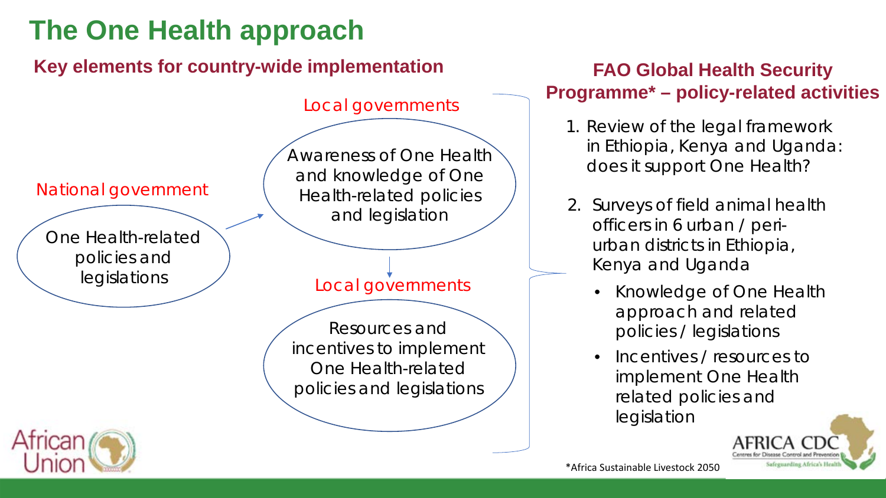# The One Health approach

## Key elements for country-wide implementation

National government

One Health-related policies and legislations

Local governments

Awareness of One Health and knowledge of One Health-related policies and legislation

Local governments

Resources and incentives to implement One Health-related policies and legislations

## FAO Global Health Security Programme* – policy-related activities

1. Review of the legal framework in Ethiopia, Kenya and Uganda: does it support One Health?
2. Surveys of field animal health officers in 6 urban / peri-urban districts in Ethiopia, Kenya and Uganda
   - Knowledge of One Health approach and related policies / legislations
   - Incentives / resources to implement One Health related policies and legislation

*Africa Sustainable Livestock 2050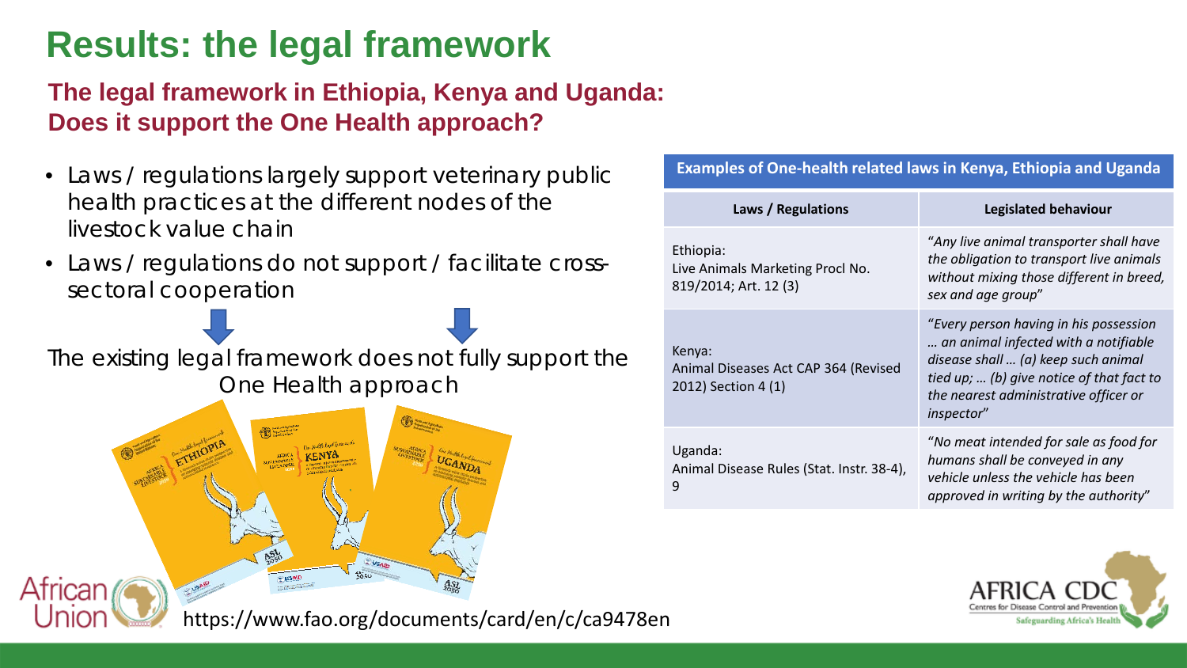# Results: the legal framework

## The legal framework in Ethiopia, Kenya and Uganda: Does it support the One Health approach?

- Laws / regulations largely support veterinary public health practices at the different nodes of the livestock value chain
- Laws / regulations do not support / facilitate cross-sectoral cooperation

The existing legal framework does not fully support the One Health approach

https://www.fao.org/documents/card/en/c/ca9478en

**Examples of One-health related laws in Kenya, Ethiopia and Uganda**

| Laws / Regulations | Legislated behaviour |
|---|---|
| Ethiopia: Live Animals Marketing Procl No. 819/2014; Art. 12 (3) | *"Any live animal transporter shall have the obligation to transport live animals without mixing those different in breed, sex and age group"* |
| Kenya: Animal Diseases Act CAP 364 (Revised 2012) Section 4 (1) | *"Every person having in his possession … an animal infected with a notifiable disease shall … (a) keep such animal tied up; … (b) give notice of that fact to the nearest administrative officer or inspector"* |
| Uganda: Animal Disease Rules (Stat. Instr. 38-4), 9 | *"No meat intended for sale as food for humans shall be conveyed in any vehicle unless the vehicle has been approved in writing by the authority"* |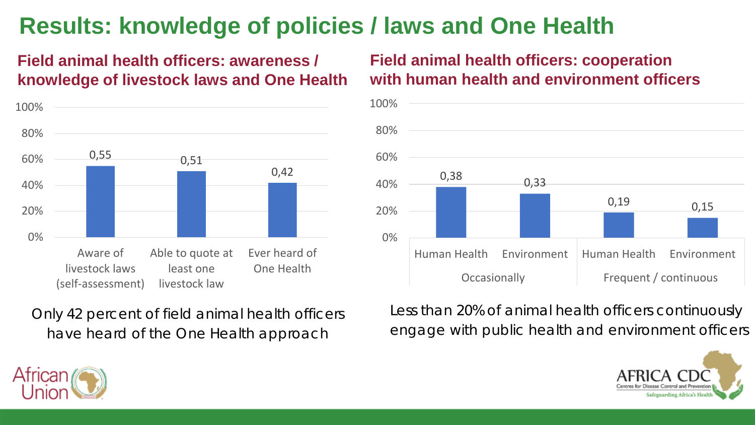# Results: knowledge of policies / laws and One Health

## Field animal health officers: awareness / knowledge of livestock laws and One Health

| | Aware of livestock laws (self-assessment) | Able to quote at least one livestock law | Ever heard of One Health |
|---|---|---|---|
| | 0,55 | 0,51 | 0,42 |

Only 42 percent of field animal health officers have heard of the One Health approach

## Field animal health officers: cooperation with human health and environment officers

| | Occasionally | | Frequent / continuous | |
|---|---|---|---|---|
| | Human Health | Environment | Human Health | Environment |
| | 0,38 | 0,33 | 0,19 | 0,15 |

Less than 20% of animal health officers continuously engage with public health and environment officers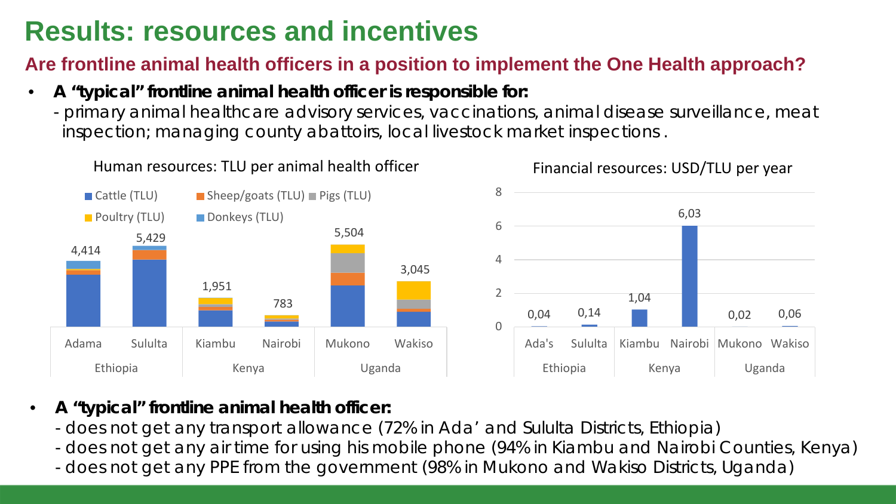# Results: resources and incentives

## Are frontline animal health officers in a position to implement the One Health approach?

- **A "typical" frontline animal health officer is responsible for:**
  - primary animal healthcare advisory services, vaccinations, animal disease surveillance, meat inspection; managing county abattoirs, local livestock market inspections.

Human resources: TLU per animal health officer

Cattle (TLU), Sheep/goats (TLU), Pigs (TLU), Poultry (TLU), Donkeys (TLU)

| Country | District/County | TLU per animal health officer |
|---|---|---|
| Ethiopia | Adama | 4,414 |
| Ethiopia | Sululta | 5,429 |
| Kenya | Kiambu | 1,951 |
| Kenya | Nairobi | 783 |
| Uganda | Mukono | 5,504 |
| Uganda | Wakiso | 3,045 |

Financial resources: USD/TLU per year

| Country | District/County | USD/TLU per year |
|---|---|---|
| Ethiopia | Ada's | 0,04 |
| Ethiopia | Sululta | 0,14 |
| Kenya | Kiambu | 1,04 |
| Kenya | Nairobi | 6,03 |
| Uganda | Mukono | 0,02 |
| Uganda | Wakiso | 0,06 |

- **A "typical" frontline animal health officer:**
  - does not get any transport allowance (72% in Ada' and Sululta Districts, Ethiopia)
  - does not get any air time for using his mobile phone (94% in Kiambu and Nairobi Counties, Kenya)
  - does not get any PPE from the government (98% in Mukono and Wakiso Districts, Uganda)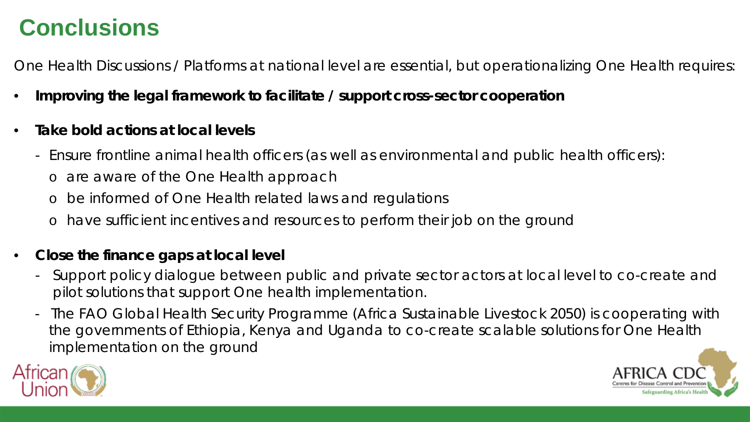# Conclusions

One Health Discussions / Platforms at national level are essential, but operationalizing One Health requires:

- **Improving the legal framework to facilitate / support cross-sector cooperation**
- **Take bold actions at local levels**
  - Ensure frontline animal health officers (as well as environmental and public health officers):
    - are aware of the One Health approach
    - be informed of One Health related laws and regulations
    - have sufficient incentives and resources to perform their job on the ground
- **Close the finance gaps at local level**
  - Support policy dialogue between public and private sector actors at local level to co-create and pilot solutions that support One health implementation.
  - The FAO Global Health Security Programme (Africa Sustainable Livestock 2050) is cooperating with the governments of Ethiopia, Kenya and Uganda to co-create scalable solutions for One Health implementation on the ground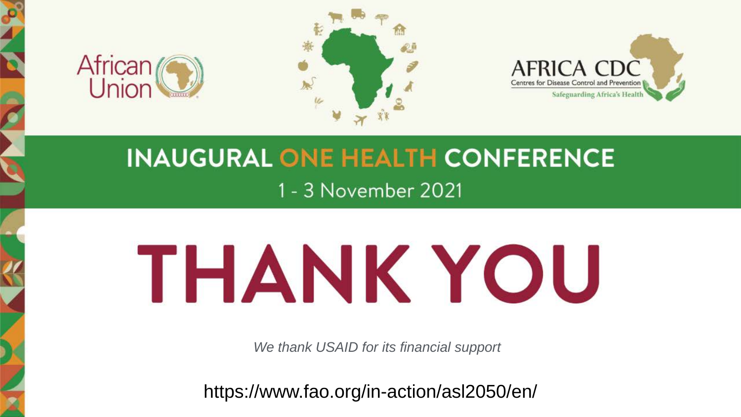African Union

AFRICA CDC

Centres for Disease Control and Prevention

Safeguarding Africa's Health

## INAUGURAL ONE HEALTH CONFERENCE

1 - 3 November 2021

# THANK YOU

*We thank USAID for its financial support*

https://www.fao.org/in-action/asl2050/en/